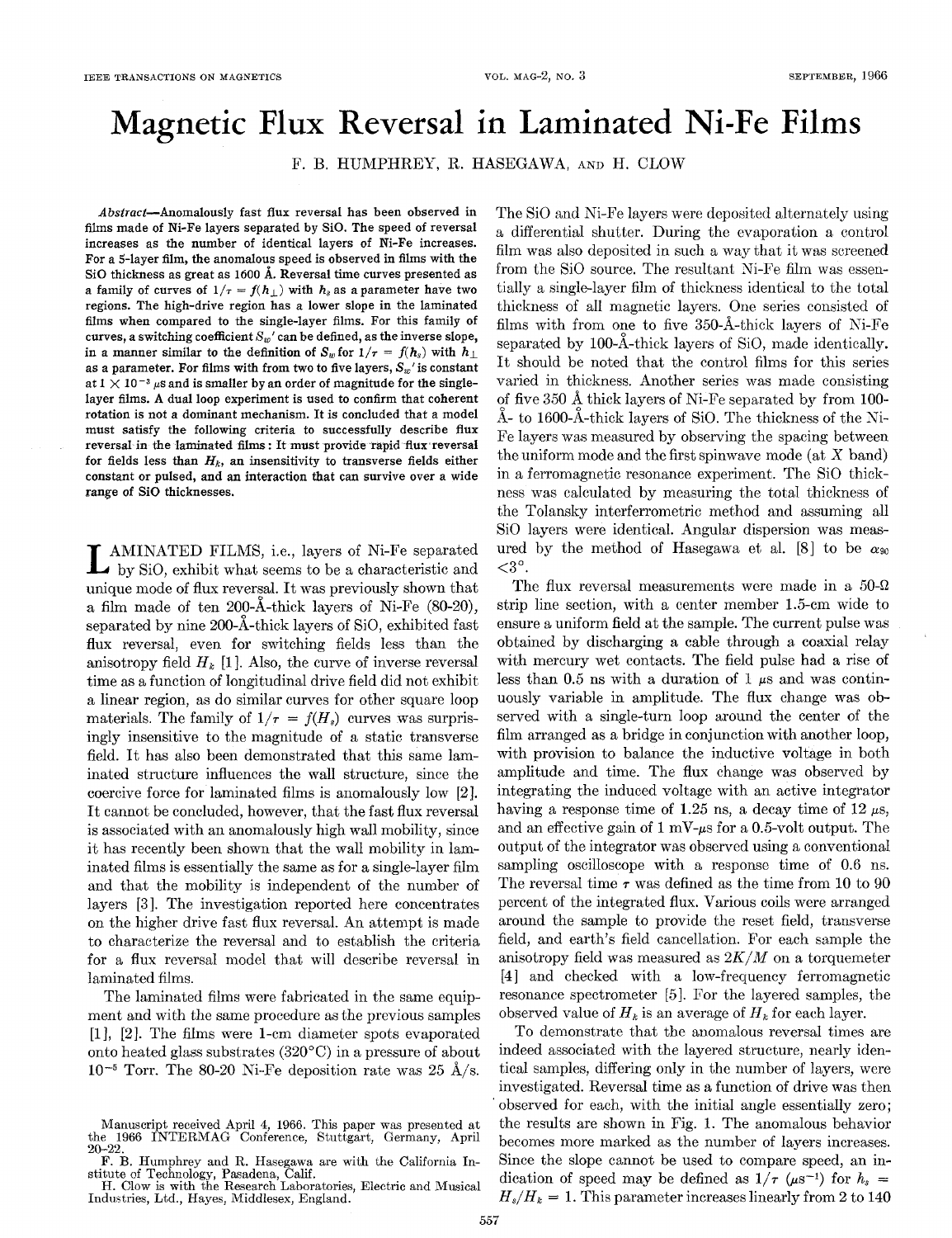// Magnetic Flux Reversal in Laminated Ni-Fe Films

F. B. HUMPHREY, R. HASEGAWA, AND H. CLOW

*Abstract*—Anomalously fast flux reversal has been observed in films made of Ni-Fe layers separated by SiO. The speed of reversal increases as the number of identical layers of Ni-Fe increases. For a 5-layer film, the anomalous speed is observed in films with the SiO thickness as great as 1600 Å. Reversal time curves presented as a family of curves of $1/\tau = f(h_\perp)$ with $h_s$ as a parameter have two regions. The high-drive region has a lower slope in the laminated films when compared to the single-layer films. For this family of curves, a switching coefficient $S_w'$ can be defined, as the inverse slope, in a manner similar to the definition of $S_w$ for $1/\tau = f(h_s)$ with $h_\perp$ as a parameter. For films with from two to five layers, $S_w'$ is constant at $1 \times 10^{-3}$ μs and is smaller by an order of magnitude for the single-layer films. A dual loop experiment is used to confirm that coherent rotation is not a dominant mechanism. It is concluded that a model must satisfy the following criteria to successfully describe flux reversal in the laminated films: It must provide rapid flux reversal for fields less than $H_k$, an insensitivity to transverse fields either constant or pulsed, and an interaction that can survive over a wide range of SiO thicknesses.

LAMINATED FILMS, i.e., layers of Ni-Fe separated by SiO, exhibit what seems to be a characteristic and unique mode of flux reversal. It was previously shown that a film made of ten 200-Å-thick layers of Ni-Fe (80-20), separated by nine 200-Å-thick layers of SiO, exhibited fast flux reversal, even for switching fields less than the anisotropy field $H_k$ [1]. Also, the curve of inverse reversal time as a function of longitudinal drive field did not exhibit a linear region, as do similar curves for other square loop materials. The family of $1/\tau = f(H_s)$ curves was surprisingly insensitive to the magnitude of a static transverse field. It has also been demonstrated that this same laminated structure influences the wall structure, since the coercive force for laminated films is anomalously low [2]. It cannot be concluded, however, that the fast flux reversal is associated with an anomalously high wall mobility, since it has recently been shown that the wall mobility in laminated films is essentially the same as for a single-layer film and that the mobility is independent of the number of layers [3]. The investigation reported here concentrates on the higher drive fast flux reversal. An attempt is made to characterize the reversal and to establish the criteria for a flux reversal model that will describe reversal in laminated films.

The laminated films were fabricated in the same equipment and with the same procedure as the previous samples [1], [2]. The films were 1-cm diameter spots evaporated onto heated glass substrates (320°C) in a pressure of about $10^{-5}$ Torr. The 80-20 Ni-Fe deposition rate was 25 Å/s. The SiO and Ni-Fe layers were deposited alternately using a differential shutter. During the evaporation a control film was also deposited in such a way that it was screened from the SiO source. The resultant Ni-Fe film was essentially a single-layer film of thickness identical to the total thickness of all magnetic layers. One series consisted of films with from one to five 350-Å-thick layers of Ni-Fe separated by 100-Å-thick layers of SiO, made identically. It should be noted that the control films for this series varied in thickness. Another series was made consisting of five 350 Å thick layers of Ni-Fe separated by from 100-Å- to 1600-Å-thick layers of SiO. The thickness of the Ni-Fe layers was measured by observing the spacing between the uniform mode and the first spinwave mode (at $X$ band) in a ferromagnetic resonance experiment. The SiO thickness was calculated by measuring the total thickness of the Tolansky interferrometric method and assuming all SiO layers were identical. Angular dispersion was measured by the method of Hasegawa et al. [8] to be $\alpha_{90} < 3°$.

The flux reversal measurements were made in a 50-Ω strip line section, with a center member 1.5-cm wide to ensure a uniform field at the sample. The current pulse was obtained by discharging a cable through a coaxial relay with mercury wet contacts. The field pulse had a rise of less than 0.5 ns with a duration of 1 μs and was continuously variable in amplitude. The flux change was observed with a single-turn loop around the center of the film arranged as a bridge in conjunction with another loop, with provision to balance the inductive voltage in both amplitude and time. The flux change was observed by integrating the induced voltage with an active integrator having a response time of 1.25 ns, a decay time of 12 μs, and an effective gain of 1 mV-μs for a 0.5-volt output. The output of the integrator was observed using a conventional sampling oscilloscope with a response time of 0.6 ns. The reversal time $\tau$ was defined as the time from 10 to 90 percent of the integrated flux. Various coils were arranged around the sample to provide the reset field, transverse field, and earth's field cancellation. For each sample the anisotropy field was measured as $2K/M$ on a torquemeter [4] and checked with a low-frequency ferromagnetic resonance spectrometer [5]. For the layered samples, the observed value of $H_k$ is an average of $H_k$ for each layer.

To demonstrate that the anomalous reversal times are indeed associated with the layered structure, nearly identical samples, differing only in the number of layers, were investigated. Reversal time as a function of drive was then observed for each, with the initial angle essentially zero; the results are shown in Fig. 1. The anomalous behavior becomes more marked as the number of layers increases. Since the slope cannot be used to compare speed, an indication of speed may be defined as $1/\tau$ (μs$^{-1}$) for $h_s = H_s/H_k = 1$. This parameter increases linearly from 2 to 140

Manuscript received April 4, 1966. This paper was presented at the 1966 INTERMAG Conference, Stuttgart, Germany, April 20–22.

F. B. Humphrey and R. Hasegawa are with the California Institute of Technology, Pasadena, Calif.

H. Clow is with the Research Laboratories, Electric and Musical Industries, Ltd., Hayes, Middlesex, England.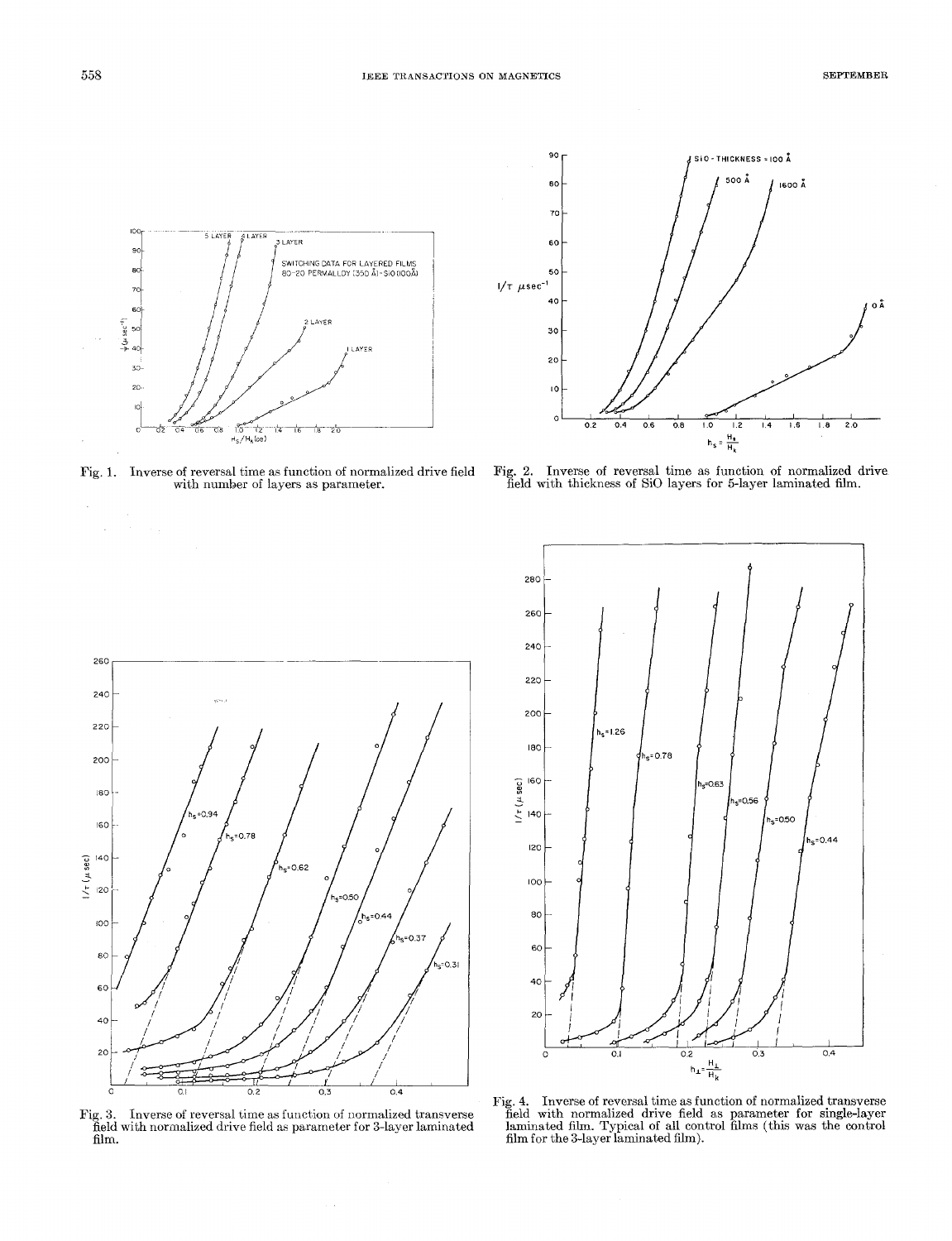Fig. 1. Inverse of reversal time as function of normalized drive field with number of layers as parameter.

Fig. 2. Inverse of reversal time as function of normalized drive field with thickness of SiO layers for 5-layer laminated film.

Fig. 3. Inverse of reversal time as function of normalized transverse field with normalized drive field as parameter for 3-layer laminated film.

Fig. 4. Inverse of reversal time as function of normalized transverse field with normalized drive field as parameter for single-layer laminated film. Typical of all control films (this was the control film for the 3-layer laminated film).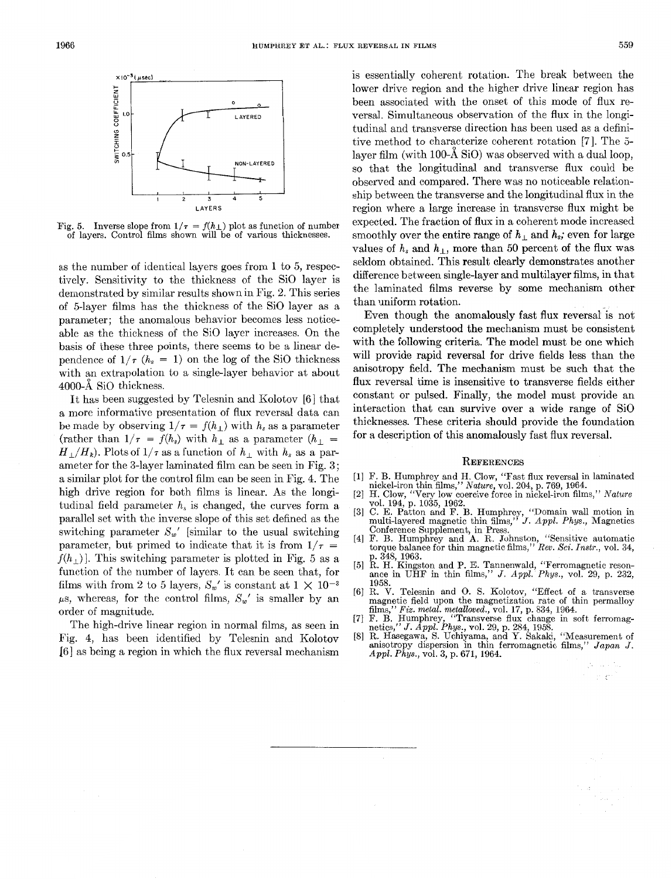×10⁻³(μsec)

SWITCHING COEFFICIENT

1.0

0.5

LAYERED

NON-LAYERED

1 2 3 4 5

LAYERS

Fig. 5. Inverse slope from $1/\tau = f(h_\perp)$ plot as function of number of layers. Control films shown will be of various thicknesses.

as the number of identical layers goes from 1 to 5, respectively. Sensitivity to the thickness of the SiO layer is demonstrated by similar results shown in Fig. 2. This series of 5-layer films has the thickness of the SiO layer as a parameter; the anomalous behavior becomes less noticeable as the thickness of the SiO layer increases. On the basis of these three points, there seems to be a linear dependence of $1/\tau$ ($h_s = 1$) on the log of the SiO thickness with an extrapolation to a single-layer behavior at about 4000-Å SiO thickness.

It has been suggested by Telesnin and Kolotov [6] that a more informative presentation of flux reversal data can be made by observing $1/\tau = f(h_\perp)$ with $h_s$ as a parameter (rather than $1/\tau = f(h_s)$ with $h_\perp$ as a parameter ($h_\perp = H_\perp/H_k$). Plots of $1/\tau$ as a function of $h_\perp$ with $h_s$ as a parameter for the 3-layer laminated film can be seen in Fig. 3; a similar plot for the control film can be seen in Fig. 4. The high drive region for both films is linear. As the longitudinal field parameter $h_s$ is changed, the curves form a parallel set with the inverse slope of this set defined as the switching parameter $S_w'$ [similar to the usual switching parameter, but primed to indicate that it is from $1/\tau = f(h_\perp)$]. This switching parameter is plotted in Fig. 5 as a function of the number of layers. It can be seen that, for films with from 2 to 5 layers, $S_w'$ is constant at $1 \times 10^{-3}$ μs, whereas, for the control films, $S_w'$ is smaller by an order of magnitude.

The high-drive linear region in normal films, as seen in Fig. 4, has been identified by Telesnin and Kolotov [6] as being a region in which the flux reversal mechanism is essentially coherent rotation. The break between the lower drive region and the higher drive linear region has been associated with the onset of this mode of flux reversal. Simultaneous observation of the flux in the longitudinal and transverse direction has been used as a definitive method to characterize coherent rotation [7]. The 5-layer film (with 100-Å SiO) was observed with a dual loop, so that the longitudinal and transverse flux could be observed and compared. There was no noticeable relationship between the transverse and the longitudinal flux in the region where a large increase in transverse flux might be expected. The fraction of flux in a coherent mode increased smoothly over the entire range of $h_\perp$ and $h_s$; even for large values of $h_s$ and $h_\perp$, more than 50 percent of the flux was seldom obtained. This result clearly demonstrates another difference between single-layer and multilayer films, in that the laminated films reverse by some mechanism other than uniform rotation.

Even though the anomalously fast flux reversal is not completely understood the mechanism must be consistent with the following criteria. The model must be one which will provide rapid reversal for drive fields less than the anisotropy field. The mechanism must be such that the flux reversal time is insensitive to transverse fields either constant or pulsed. Finally, the model must provide an interaction that can survive over a wide range of SiO thicknesses. These criteria should provide the foundation for a description of this anomalously fast flux reversal.

## References

[1] F. B. Humphrey and H. Clow, "Fast flux reversal in laminated nickel-iron thin films," *Nature*, vol. 204, p. 769, 1964.

[2] H. Clow, "Very low coercive force in nickel-iron films," *Nature* vol. 194, p. 1035, 1962.

[3] C. E. Patton and F. B. Humphrey, "Domain wall motion in multi-layered magnetic thin films," *J. Appl. Phys.*, Magnetics Conference Supplement, in Press.

[4] F. B. Humphrey and A. R. Johnston, "Sensitive automatic torque balance for thin magnetic films," *Rev. Sci. Instr.*, vol. 34, p. 348, 1963.

[5] R. H. Kingston and P. E. Tannenwald, "Ferromagnetic resonance in UHF in thin films," *J. Appl. Phys.*, vol. 29, p. 232, 1958.

[6] R. V. Telesnin and O. S. Kolotov, "Effect of a transverse magnetic field upon the magnetization rate of thin permalloy films," *Fiz. metal. metalloved.*, vol. 17, p. 834, 1964.

[7] F. B. Humphrey, "Transverse flux change in soft ferromagnetics," *J. Appl. Phys.*, vol. 29, p. 284, 1958.

[8] R. Hasegawa, S. Uchiyama, and Y. Sakaki, "Measurement of anisotropy dispersion in thin ferromagnetic films," *Japan J. Appl. Phys.*, vol. 3, p. 671, 1964.